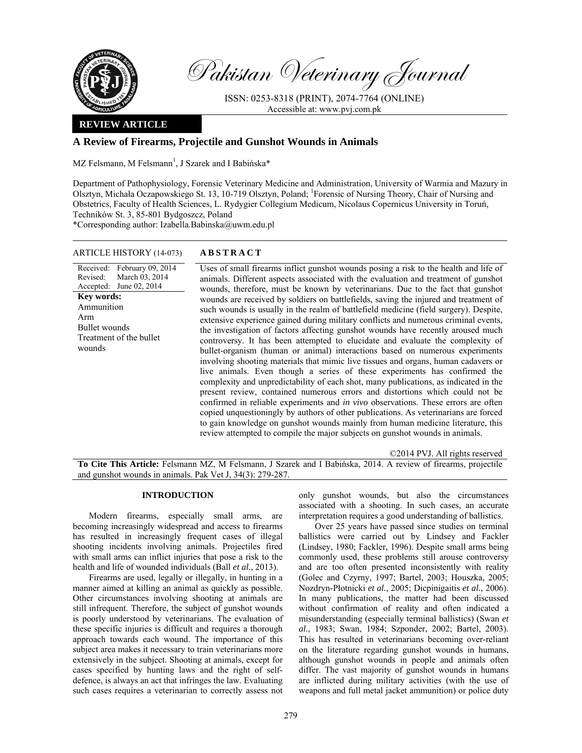Pakistan Veterinary Journal

ISSN: 0253-8318 (PRINT), 2074-7764 (ONLINE)
Accessible at: www.pvj.com.pk

**REVIEW ARTICLE**

# A Review of Firearms, Projectile and Gunshot Wounds in Animals

MZ Felsmann, M Felsmann[1], J Szarek and I Babińska*

Department of Pathophysiology, Forensic Veterinary Medicine and Administration, University of Warmia and Mazury in Olsztyn, Michała Oczapowskiego St. 13, 10-719 Olsztyn, Poland; [1]Forensic of Nursing Theory, Chair of Nursing and Obstetrics, Faculty of Health Sciences, L. Rydygier Collegium Medicum, Nicolaus Copernicus University in Toruń, Techników St. 3, 85-801 Bydgoszcz, Poland

*Corresponding author: Izabella.Babinska@uwm.edu.pl

**ARTICLE HISTORY** (14-073)

Received: February 09, 2014
Revised: March 03, 2014
Accepted: June 02, 2014

**Key words:**
Ammunition
Arm
Bullet wounds
Treatment of the bullet wounds

## ABSTRACT

Uses of small firearms inflict gunshot wounds posing a risk to the health and life of animals. Different aspects associated with the evaluation and treatment of gunshot wounds, therefore, must be known by veterinarians. Due to the fact that gunshot wounds are received by soldiers on battlefields, saving the injured and treatment of such wounds is usually in the realm of battlefield medicine (field surgery). Despite, extensive experience gained during military conflicts and numerous criminal events, the investigation of factors affecting gunshot wounds have recently aroused much controversy. It has been attempted to elucidate and evaluate the complexity of bullet-organism (human or animal) interactions based on numerous experiments involving shooting materials that mimic live tissues and organs, human cadavers or live animals. Even though a series of these experiments has confirmed the complexity and unpredictability of each shot, many publications, as indicated in the present review, contained numerous errors and distortions which could not be confirmed in reliable experiments and *in vivo* observations. These errors are often copied unquestioningly by authors of other publications. As veterinarians are forced to gain knowledge on gunshot wounds mainly from human medicine literature, this review attempted to compile the major subjects on gunshot wounds in animals.

©2014 PVJ. All rights reserved

**To Cite This Article:** Felsmann MZ, M Felsmann, J Szarek and I Babińska, 2014. A review of firearms, projectile and gunshot wounds in animals. Pak Vet J, 34(3): 279-287.

## INTRODUCTION

Modern firearms, especially small arms, are becoming increasingly widespread and access to firearms has resulted in increasingly frequent cases of illegal shooting incidents involving animals. Projectiles fired with small arms can inflict injuries that pose a risk to the health and life of wounded individuals (Ball *et al.*, 2013).

Firearms are used, legally or illegally, in hunting in a manner aimed at killing an animal as quickly as possible. Other circumstances involving shooting at animals are still infrequent. Therefore, the subject of gunshot wounds is poorly understood by veterinarians. The evaluation of these specific injuries is difficult and requires a thorough approach towards each wound. The importance of this subject area makes it necessary to train veterinarians more extensively in the subject. Shooting at animals, except for cases specified by hunting laws and the right of self-defence, is always an act that infringes the law. Evaluating such cases requires a veterinarian to correctly assess not only gunshot wounds, but also the circumstances associated with a shooting. In such cases, an accurate interpretation requires a good understanding of ballistics.

Over 25 years have passed since studies on terminal ballistics were carried out by Lindsey and Fackler (Lindsey, 1980; Fackler, 1996). Despite small arms being commonly used, these problems still arouse controversy and are too often presented inconsistently with reality (Golec and Czyrny, 1997; Bartel, 2003; Houszka, 2005; Nozdryn-Płotnicki *et al.*, 2005; Dicpinigaitis *et al.*, 2006). In many publications, the matter had been discussed without confirmation of reality and often indicated a misunderstanding (especially terminal ballistics) (Swan *et al.*, 1983; Swan, 1984; Szponder, 2002; Bartel, 2003). This has resulted in veterinarians becoming over-reliant on the literature regarding gunshot wounds in humans, although gunshot wounds in people and animals often differ. The vast majority of gunshot wounds in humans are inflicted during military activities (with the use of weapons and full metal jacket ammunition) or police duty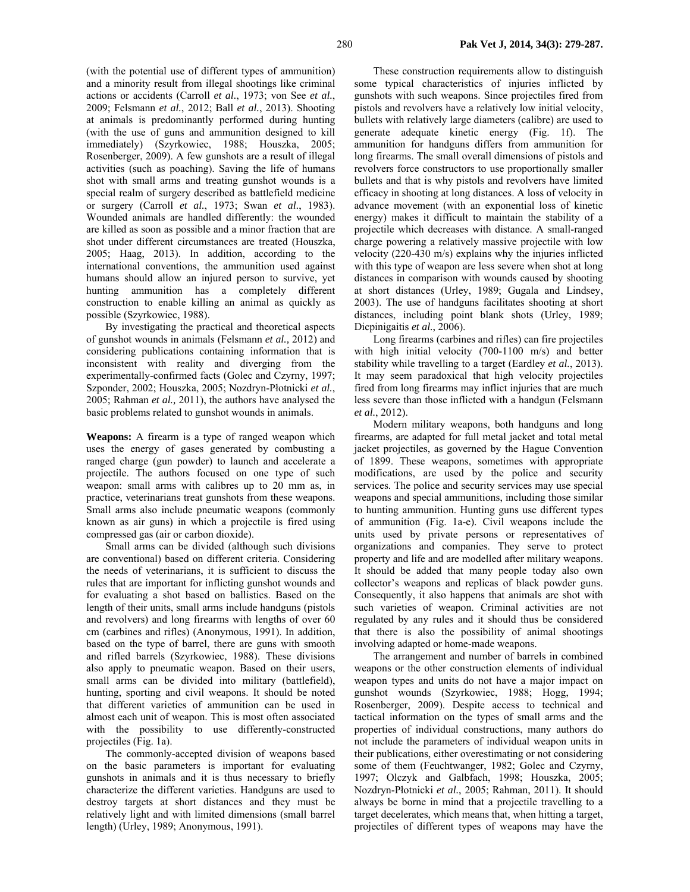(with the potential use of different types of ammunition) and a minority result from illegal shootings like criminal actions or accidents (Carroll *et al*., 1973; von See *et al*., 2009; Felsmann *et al*., 2012; Ball *et al*., 2013). Shooting at animals is predominantly performed during hunting (with the use of guns and ammunition designed to kill immediately) (Szyrkowiec, 1988; Houszka, 2005; Rosenberger, 2009). A few gunshots are a result of illegal activities (such as poaching). Saving the life of humans shot with small arms and treating gunshot wounds is a special realm of surgery described as battlefield medicine or surgery (Carroll *et al*., 1973; Swan *et al*., 1983). Wounded animals are handled differently: the wounded are killed as soon as possible and a minor fraction that are shot under different circumstances are treated (Houszka, 2005; Haag, 2013). In addition, according to the international conventions, the ammunition used against humans should allow an injured person to survive, yet hunting ammunition has a completely different construction to enable killing an animal as quickly as possible (Szyrkowiec, 1988).

By investigating the practical and theoretical aspects of gunshot wounds in animals (Felsmann *et al.,* 2012) and considering publications containing information that is inconsistent with reality and diverging from the experimentally-confirmed facts (Golec and Czyrny, 1997; Szponder, 2002; Houszka, 2005; Nozdryn-Płotnicki *et al*., 2005; Rahman *et al.,* 2011), the authors have analysed the basic problems related to gunshot wounds in animals.

**Weapons:** A firearm is a type of ranged weapon which uses the energy of gases generated by combusting a ranged charge (gun powder) to launch and accelerate a projectile. The authors focused on one type of such weapon: small arms with calibres up to 20 mm as, in practice, veterinarians treat gunshots from these weapons. Small arms also include pneumatic weapons (commonly known as air guns) in which a projectile is fired using compressed gas (air or carbon dioxide).

Small arms can be divided (although such divisions are conventional) based on different criteria. Considering the needs of veterinarians, it is sufficient to discuss the rules that are important for inflicting gunshot wounds and for evaluating a shot based on ballistics. Based on the length of their units, small arms include handguns (pistols and revolvers) and long firearms with lengths of over 60 cm (carbines and rifles) (Anonymous, 1991). In addition, based on the type of barrel, there are guns with smooth and rifled barrels (Szyrkowiec, 1988). These divisions also apply to pneumatic weapon. Based on their users, small arms can be divided into military (battlefield), hunting, sporting and civil weapons. It should be noted that different varieties of ammunition can be used in almost each unit of weapon. This is most often associated with the possibility to use differently-constructed projectiles (Fig. 1a).

The commonly-accepted division of weapons based on the basic parameters is important for evaluating gunshots in animals and it is thus necessary to briefly characterize the different varieties. Handguns are used to destroy targets at short distances and they must be relatively light and with limited dimensions (small barrel length) (Urley, 1989; Anonymous, 1991).

These construction requirements allow to distinguish some typical characteristics of injuries inflicted by gunshots with such weapons. Since projectiles fired from pistols and revolvers have a relatively low initial velocity, bullets with relatively large diameters (calibre) are used to generate adequate kinetic energy (Fig. 1f). The ammunition for handguns differs from ammunition for long firearms. The small overall dimensions of pistols and revolvers force constructors to use proportionally smaller bullets and that is why pistols and revolvers have limited efficacy in shooting at long distances. A loss of velocity in advance movement (with an exponential loss of kinetic energy) makes it difficult to maintain the stability of a projectile which decreases with distance. A small-ranged charge powering a relatively massive projectile with low velocity (220-430 m/s) explains why the injuries inflicted with this type of weapon are less severe when shot at long distances in comparison with wounds caused by shooting at short distances (Urley, 1989; Gugala and Lindsey, 2003). The use of handguns facilitates shooting at short distances, including point blank shots (Urley, 1989; Dicpinigaitis *et al*., 2006).

Long firearms (carbines and rifles) can fire projectiles with high initial velocity (700-1100 m/s) and better stability while travelling to a target (Eardley *et al*., 2013). It may seem paradoxical that high velocity projectiles fired from long firearms may inflict injuries that are much less severe than those inflicted with a handgun (Felsmann *et al*., 2012).

Modern military weapons, both handguns and long firearms, are adapted for full metal jacket and total metal jacket projectiles, as governed by the Hague Convention of 1899. These weapons, sometimes with appropriate modifications, are used by the police and security services. The police and security services may use special weapons and special ammunitions, including those similar to hunting ammunition. Hunting guns use different types of ammunition (Fig. 1a-e). Civil weapons include the units used by private persons or representatives of organizations and companies. They serve to protect property and life and are modelled after military weapons. It should be added that many people today also own collector's weapons and replicas of black powder guns. Consequently, it also happens that animals are shot with such varieties of weapon. Criminal activities are not regulated by any rules and it should thus be considered that there is also the possibility of animal shootings involving adapted or home-made weapons.

The arrangement and number of barrels in combined weapons or the other construction elements of individual weapon types and units do not have a major impact on gunshot wounds (Szyrkowiec, 1988; Hogg, 1994; Rosenberger, 2009). Despite access to technical and tactical information on the types of small arms and the properties of individual constructions, many authors do not include the parameters of individual weapon units in their publications, either overestimating or not considering some of them (Feuchtwanger, 1982; Golec and Czyrny, 1997; Olczyk and Galbfach, 1998; Houszka, 2005; Nozdryn-Płotnicki *et al*., 2005; Rahman, 2011). It should always be borne in mind that a projectile travelling to a target decelerates, which means that, when hitting a target, projectiles of different types of weapons may have the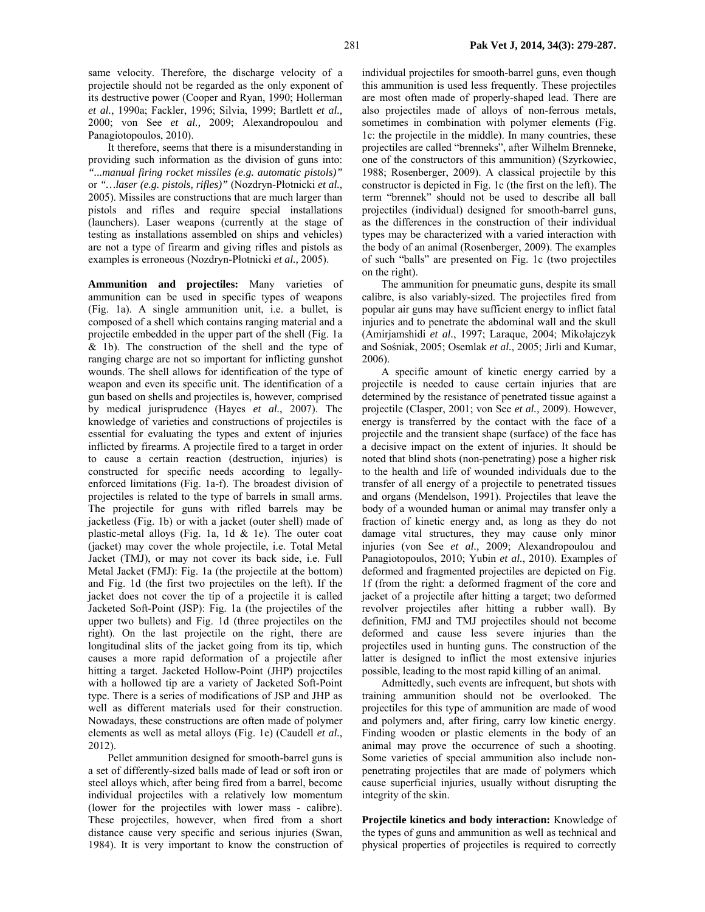same velocity. Therefore, the discharge velocity of a projectile should not be regarded as the only exponent of its destructive power (Cooper and Ryan, 1990; Hollerman *et al.*, 1990a; Fackler, 1996; Silvia, 1999; Bartlett *et al.,* 2000; von See *et al.,* 2009; Alexandropoulou and Panagiotopoulos, 2010).

It therefore, seems that there is a misunderstanding in providing such information as the division of guns into: *"...manual firing rocket missiles (e.g. automatic pistols)"* or *"…laser (e.g. pistols, rifles)"* (Nozdryn-Płotnicki *et al.,* 2005). Missiles are constructions that are much larger than pistols and rifles and require special installations (launchers). Laser weapons (currently at the stage of testing as installations assembled on ships and vehicles) are not a type of firearm and giving rifles and pistols as examples is erroneous (Nozdryn-Płotnicki *et al.,* 2005).

**Ammunition and projectiles:** Many varieties of ammunition can be used in specific types of weapons (Fig. 1a). A single ammunition unit, i.e. a bullet, is composed of a shell which contains ranging material and a projectile embedded in the upper part of the shell (Fig. 1a & 1b). The construction of the shell and the type of ranging charge are not so important for inflicting gunshot wounds. The shell allows for identification of the type of weapon and even its specific unit. The identification of a gun based on shells and projectiles is, however, comprised by medical jurisprudence (Hayes *et al.*, 2007). The knowledge of varieties and constructions of projectiles is essential for evaluating the types and extent of injuries inflicted by firearms. A projectile fired to a target in order to cause a certain reaction (destruction, injuries) is constructed for specific needs according to legally-enforced limitations (Fig. 1a-f). The broadest division of projectiles is related to the type of barrels in small arms. The projectile for guns with rifled barrels may be jacketless (Fig. 1b) or with a jacket (outer shell) made of plastic-metal alloys (Fig. 1a, 1d & 1e). The outer coat (jacket) may cover the whole projectile, i.e. Total Metal Jacket (TMJ), or may not cover its back side, i.e. Full Metal Jacket (FMJ): Fig. 1a (the projectile at the bottom) and Fig. 1d (the first two projectiles on the left). If the jacket does not cover the tip of a projectile it is called Jacketed Soft-Point (JSP): Fig. 1a (the projectiles of the upper two bullets) and Fig. 1d (three projectiles on the right). On the last projectile on the right, there are longitudinal slits of the jacket going from its tip, which causes a more rapid deformation of a projectile after hitting a target. Jacketed Hollow-Point (JHP) projectiles with a hollowed tip are a variety of Jacketed Soft-Point type. There is a series of modifications of JSP and JHP as well as different materials used for their construction. Nowadays, these constructions are often made of polymer elements as well as metal alloys (Fig. 1e) (Caudell *et al.,* 2012).

Pellet ammunition designed for smooth-barrel guns is a set of differently-sized balls made of lead or soft iron or steel alloys which, after being fired from a barrel, become individual projectiles with a relatively low momentum (lower for the projectiles with lower mass - calibre). These projectiles, however, when fired from a short distance cause very specific and serious injuries (Swan, 1984). It is very important to know the construction of individual projectiles for smooth-barrel guns, even though this ammunition is used less frequently. These projectiles are most often made of properly-shaped lead. There are also projectiles made of alloys of non-ferrous metals, sometimes in combination with polymer elements (Fig. 1c: the projectile in the middle). In many countries, these projectiles are called "brenneks", after Wilhelm Brenneke, one of the constructors of this ammunition) (Szyrkowiec, 1988; Rosenberger, 2009). A classical projectile by this constructor is depicted in Fig. 1c (the first on the left). The term "brennek" should not be used to describe all ball projectiles (individual) designed for smooth-barrel guns, as the differences in the construction of their individual types may be characterized with a varied interaction with the body of an animal (Rosenberger, 2009). The examples of such "balls" are presented on Fig. 1c (two projectiles on the right).

The ammunition for pneumatic guns, despite its small calibre, is also variably-sized. The projectiles fired from popular air guns may have sufficient energy to inflict fatal injuries and to penetrate the abdominal wall and the skull (Amirjamshidi *et al.*, 1997; Laraque, 2004; Mikołajczyk and Sośniak, 2005; Osemlak *et al.*, 2005; Jirli and Kumar, 2006).

A specific amount of kinetic energy carried by a projectile is needed to cause certain injuries that are determined by the resistance of penetrated tissue against a projectile (Clasper, 2001; von See *et al.,* 2009). However, energy is transferred by the contact with the face of a projectile and the transient shape (surface) of the face has a decisive impact on the extent of injuries. It should be noted that blind shots (non-penetrating) pose a higher risk to the health and life of wounded individuals due to the transfer of all energy of a projectile to penetrated tissues and organs (Mendelson, 1991). Projectiles that leave the body of a wounded human or animal may transfer only a fraction of kinetic energy and, as long as they do not damage vital structures, they may cause only minor injuries (von See *et al.,* 2009; Alexandropoulou and Panagiotopoulos, 2010; Yubin *et al.*, 2010). Examples of deformed and fragmented projectiles are depicted on Fig. 1f (from the right: a deformed fragment of the core and jacket of a projectile after hitting a target; two deformed revolver projectiles after hitting a rubber wall). By definition, FMJ and TMJ projectiles should not become deformed and cause less severe injuries than the projectiles used in hunting guns. The construction of the latter is designed to inflict the most extensive injuries possible, leading to the most rapid killing of an animal.

Admittedly, such events are infrequent, but shots with training ammunition should not be overlooked. The projectiles for this type of ammunition are made of wood and polymers and, after firing, carry low kinetic energy. Finding wooden or plastic elements in the body of an animal may prove the occurrence of such a shooting. Some varieties of special ammunition also include non-penetrating projectiles that are made of polymers which cause superficial injuries, usually without disrupting the integrity of the skin.

**Projectile kinetics and body interaction:** Knowledge of the types of guns and ammunition as well as technical and physical properties of projectiles is required to correctly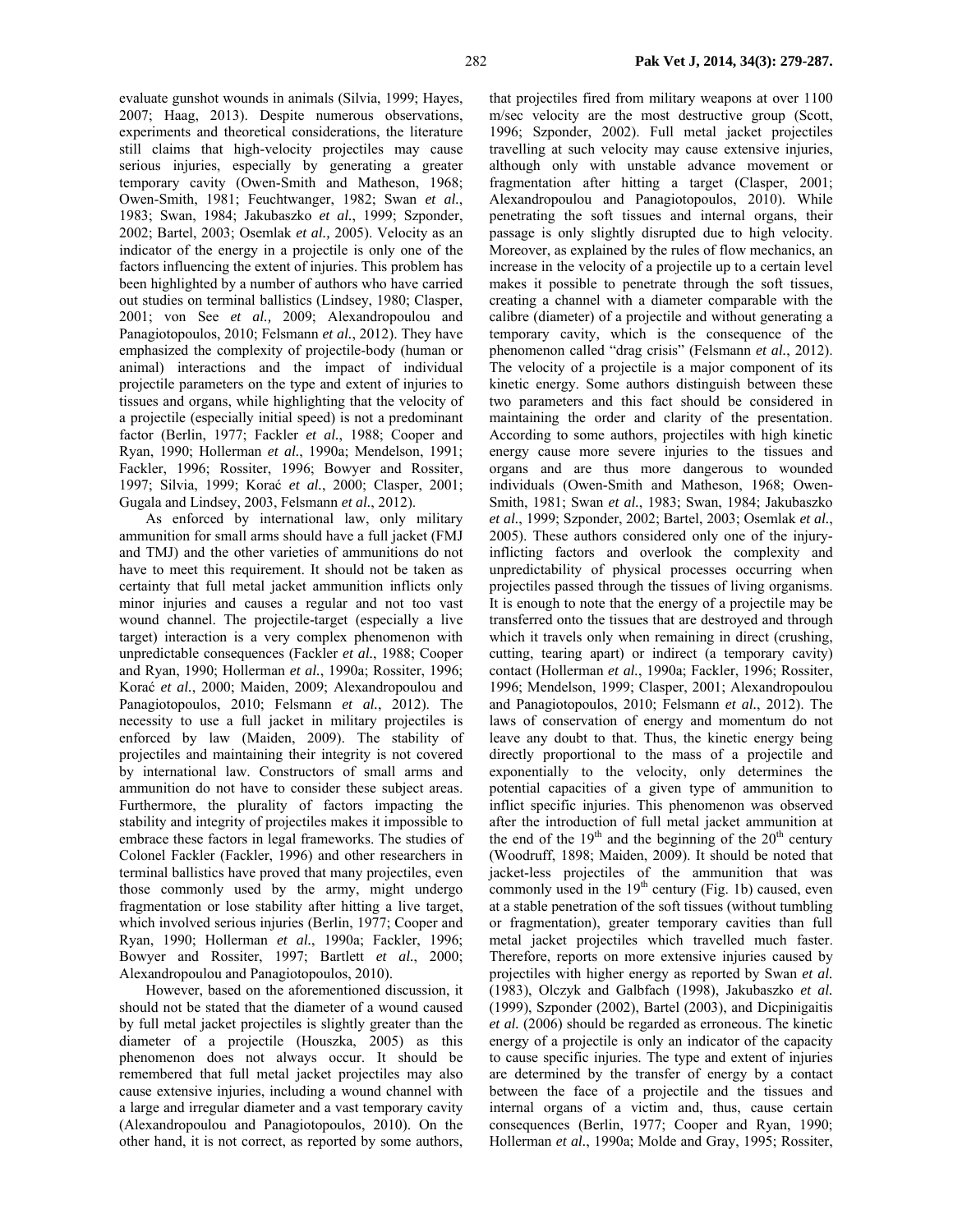evaluate gunshot wounds in animals (Silvia, 1999; Hayes, 2007; Haag, 2013). Despite numerous observations, experiments and theoretical considerations, the literature still claims that high-velocity projectiles may cause serious injuries, especially by generating a greater temporary cavity (Owen-Smith and Matheson, 1968; Owen-Smith, 1981; Feuchtwanger, 1982; Swan *et al.*, 1983; Swan, 1984; Jakubaszko *et al.*, 1999; Szponder, 2002; Bartel, 2003; Osemlak *et al.,* 2005). Velocity as an indicator of the energy in a projectile is only one of the factors influencing the extent of injuries. This problem has been highlighted by a number of authors who have carried out studies on terminal ballistics (Lindsey, 1980; Clasper, 2001; von See *et al.,* 2009; Alexandropoulou and Panagiotopoulos, 2010; Felsmann *et al.*, 2012). They have emphasized the complexity of projectile-body (human or animal) interactions and the impact of individual projectile parameters on the type and extent of injuries to tissues and organs, while highlighting that the velocity of a projectile (especially initial speed) is not a predominant factor (Berlin, 1977; Fackler *et al.*, 1988; Cooper and Ryan, 1990; Hollerman *et al.*, 1990a; Mendelson, 1991; Fackler, 1996; Rossiter, 1996; Bowyer and Rossiter, 1997; Silvia, 1999; Korać *et al.*, 2000; Clasper, 2001; Gugala and Lindsey, 2003, Felsmann *et al.*, 2012).

As enforced by international law, only military ammunition for small arms should have a full jacket (FMJ and TMJ) and the other varieties of ammunitions do not have to meet this requirement. It should not be taken as certainty that full metal jacket ammunition inflicts only minor injuries and causes a regular and not too vast wound channel. The projectile-target (especially a live target) interaction is a very complex phenomenon with unpredictable consequences (Fackler *et al.*, 1988; Cooper and Ryan, 1990; Hollerman *et al.*, 1990a; Rossiter, 1996; Korać *et al.*, 2000; Maiden, 2009; Alexandropoulou and Panagiotopoulos, 2010; Felsmann *et al.*, 2012). The necessity to use a full jacket in military projectiles is enforced by law (Maiden, 2009). The stability of projectiles and maintaining their integrity is not covered by international law. Constructors of small arms and ammunition do not have to consider these subject areas. Furthermore, the plurality of factors impacting the stability and integrity of projectiles makes it impossible to embrace these factors in legal frameworks. The studies of Colonel Fackler (Fackler, 1996) and other researchers in terminal ballistics have proved that many projectiles, even those commonly used by the army, might undergo fragmentation or lose stability after hitting a live target, which involved serious injuries (Berlin, 1977; Cooper and Ryan, 1990; Hollerman *et al.*, 1990a; Fackler, 1996; Bowyer and Rossiter, 1997; Bartlett *et al.*, 2000; Alexandropoulou and Panagiotopoulos, 2010).

However, based on the aforementioned discussion, it should not be stated that the diameter of a wound caused by full metal jacket projectiles is slightly greater than the diameter of a projectile (Houszka, 2005) as this phenomenon does not always occur. It should be remembered that full metal jacket projectiles may also cause extensive injuries, including a wound channel with a large and irregular diameter and a vast temporary cavity (Alexandropoulou and Panagiotopoulos, 2010). On the other hand, it is not correct, as reported by some authors, that projectiles fired from military weapons at over 1100 m/sec velocity are the most destructive group (Scott, 1996; Szponder, 2002). Full metal jacket projectiles travelling at such velocity may cause extensive injuries, although only with unstable advance movement or fragmentation after hitting a target (Clasper, 2001; Alexandropoulou and Panagiotopoulos, 2010). While penetrating the soft tissues and internal organs, their passage is only slightly disrupted due to high velocity. Moreover, as explained by the rules of flow mechanics, an increase in the velocity of a projectile up to a certain level makes it possible to penetrate through the soft tissues, creating a channel with a diameter comparable with the calibre (diameter) of a projectile and without generating a temporary cavity, which is the consequence of the phenomenon called "drag crisis" (Felsmann *et al.*, 2012). The velocity of a projectile is a major component of its kinetic energy. Some authors distinguish between these two parameters and this fact should be considered in maintaining the order and clarity of the presentation. According to some authors, projectiles with high kinetic energy cause more severe injuries to the tissues and organs and are thus more dangerous to wounded individuals (Owen-Smith and Matheson, 1968; Owen-Smith, 1981; Swan *et al.*, 1983; Swan, 1984; Jakubaszko *et al.*, 1999; Szponder, 2002; Bartel, 2003; Osemlak *et al.*, 2005). These authors considered only one of the injury-inflicting factors and overlook the complexity and unpredictability of physical processes occurring when projectiles passed through the tissues of living organisms. It is enough to note that the energy of a projectile may be transferred onto the tissues that are destroyed and through which it travels only when remaining in direct (crushing, cutting, tearing apart) or indirect (a temporary cavity) contact (Hollerman *et al.*, 1990a; Fackler, 1996; Rossiter, 1996; Mendelson, 1999; Clasper, 2001; Alexandropoulou and Panagiotopoulos, 2010; Felsmann *et al.*, 2012). The laws of conservation of energy and momentum do not leave any doubt to that. Thus, the kinetic energy being directly proportional to the mass of a projectile and exponentially to the velocity, only determines the potential capacities of a given type of ammunition to inflict specific injuries. This phenomenon was observed after the introduction of full metal jacket ammunition at the end of the 19th and the beginning of the 20th century (Woodruff, 1898; Maiden, 2009). It should be noted that jacket-less projectiles of the ammunition that was commonly used in the 19th century (Fig. 1b) caused, even at a stable penetration of the soft tissues (without tumbling or fragmentation), greater temporary cavities than full metal jacket projectiles which travelled much faster. Therefore, reports on more extensive injuries caused by projectiles with higher energy as reported by Swan *et al.* (1983), Olczyk and Galbfach (1998), Jakubaszko *et al.* (1999), Szponder (2002), Bartel (2003), and Dicpinigaitis *et al.* (2006) should be regarded as erroneous. The kinetic energy of a projectile is only an indicator of the capacity to cause specific injuries. The type and extent of injuries are determined by the transfer of energy by a contact between the face of a projectile and the tissues and internal organs of a victim and, thus, cause certain consequences (Berlin, 1977; Cooper and Ryan, 1990; Hollerman *et al.*, 1990a; Molde and Gray, 1995; Rossiter,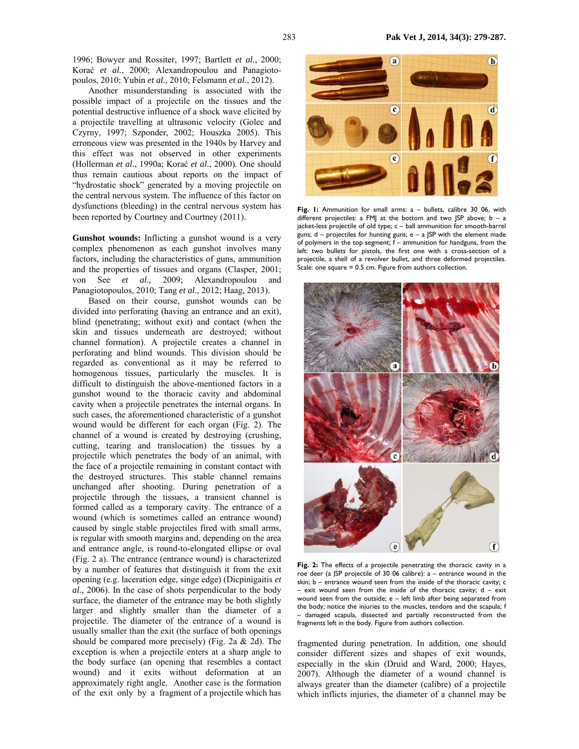1996; Bowyer and Rossiter, 1997; Bartlett *et al.*, 2000; Korać *et al.*, 2000; Alexandropoulou and Panagiotopoulos, 2010; Yubin *et al.*, 2010; Felsmann *et al.*, 2012).

Another misunderstanding is associated with the possible impact of a projectile on the tissues and the potential destructive influence of a shock wave elicited by a projectile travelling at ultrasonic velocity (Golec and Czyrny, 1997; Szponder, 2002; Houszka 2005). This erroneous view was presented in the 1940s by Harvey and this effect was not observed in other experiments (Hollerman *et al.*, 1990a; Korać *et al*., 2000). One should thus remain cautious about reports on the impact of "hydrostatic shock" generated by a moving projectile on the central nervous system. The influence of this factor on dysfunctions (bleeding) in the central nervous system has been reported by Courtney and Courtney (2011).

**Gunshot wounds:** Inflicting a gunshot wound is a very complex phenomenon as each gunshot involves many factors, including the characteristics of guns, ammunition and the properties of tissues and organs (Clasper, 2001; von See *et al.,* 2009; Alexandropoulou and Panagiotopoulos, 2010; Tang *et al.,* 2012; Haag, 2013).

Based on their course, gunshot wounds can be divided into perforating (having an entrance and an exit), blind (penetrating; without exit) and contact (when the skin and tissues underneath are destroyed; without channel formation). A projectile creates a channel in perforating and blind wounds. This division should be regarded as conventional as it may be referred to homogenous tissues, particularly the muscles. It is difficult to distinguish the above-mentioned factors in a gunshot wound to the thoracic cavity and abdominal cavity when a projectile penetrates the internal organs. In such cases, the aforementioned characteristic of a gunshot wound would be different for each organ (Fig. 2). The channel of a wound is created by destroying (crushing, cutting, tearing and translocation) the tissues by a projectile which penetrates the body of an animal, with the face of a projectile remaining in constant contact with the destroyed structures. This stable channel remains unchanged after shooting. During penetration of a projectile through the tissues, a transient channel is formed called as a temporary cavity. The entrance of a wound (which is sometimes called an entrance wound) caused by single stable projectiles fired with small arms, is regular with smooth margins and, depending on the area and entrance angle, is round-to-elongated ellipse or oval (Fig. 2 a). The entrance (entrance wound) is characterized by a number of features that distinguish it from the exit opening (e.g. laceration edge, singe edge) (Dicpinigaitis *et al.*, 2006). In the case of shots perpendicular to the body surface, the diameter of the entrance may be both slightly larger and slightly smaller than the diameter of a projectile. The diameter of the entrance of a wound is usually smaller than the exit (the surface of both openings should be compared more precisely) (Fig. 2a & 2d). The exception is when a projectile enters at a sharp angle to the body surface (an opening that resembles a contact wound) and it exits without deformation at an approximately right angle. Another case is the formation of the exit only by a fragment of a projectile which has fragmented during penetration. In addition, one should consider different sizes and shapes of exit wounds, especially in the skin (Druid and Ward, 2000; Hayes, 2007). Although the diameter of a wound channel is always greater than the diameter (calibre) of a projectile which inflicts injuries, the diameter of a channel may be

**Fig. 1:** Ammunition for small arms: a – bullets, calibre 30 06, with different projectiles: a FMJ at the bottom and two JSP above; b – a jacket-less projectile of old type; c – ball ammunition for smooth-barrel guns; d – projectiles for hunting guns; e – a JSP with the element made of polymers in the top segment; f – ammunition for handguns, from the left: two bullets for pistols, the first one with a cross-section of a projectile, a shell of a revolver bullet, and three deformed projectiles. Scale: one square = 0.5 cm. Figure from authors collection.

**Fig. 2:** The effects of a projectile penetrating the thoracic cavity in a roe deer (a JSP projectile of 30 06 calibre): a – entrance wound in the skin; b – entrance wound seen from the inside of the thoracic cavity; c – exit wound seen from the inside of the thoracic cavity; d – exit wound seen from the outside; e – left limb after being separated from the body; notice the injuries to the muscles, tendons and the scapula; f – damaged scapula, dissected and partially reconstructed from the fragments left in the body. Figure from authors collection.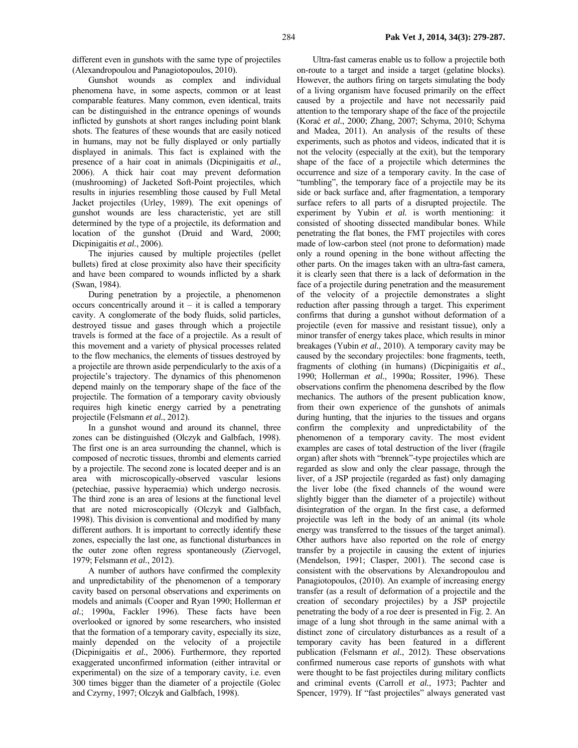different even in gunshots with the same type of projectiles (Alexandropoulou and Panagiotopoulos, 2010).

Gunshot wounds as complex and individual phenomena have, in some aspects, common or at least comparable features. Many common, even identical, traits can be distinguished in the entrance openings of wounds inflicted by gunshots at short ranges including point blank shots. The features of these wounds that are easily noticed in humans, may not be fully displayed or only partially displayed in animals. This fact is explained with the presence of a hair coat in animals (Dicpinigaitis *et al.*, 2006). A thick hair coat may prevent deformation (mushrooming) of Jacketed Soft-Point projectiles, which results in injuries resembling those caused by Full Metal Jacket projectiles (Urley, 1989). The exit openings of gunshot wounds are less characteristic, yet are still determined by the type of a projectile, its deformation and location of the gunshot (Druid and Ward, 2000; Dicpinigaitis *et al.*, 2006).

The injuries caused by multiple projectiles (pellet bullets) fired at close proximity also have their specificity and have been compared to wounds inflicted by a shark (Swan, 1984).

During penetration by a projectile, a phenomenon occurs concentrically around it – it is called a temporary cavity. A conglomerate of the body fluids, solid particles, destroyed tissue and gases through which a projectile travels is formed at the face of a projectile. As a result of this movement and a variety of physical processes related to the flow mechanics, the elements of tissues destroyed by a projectile are thrown aside perpendicularly to the axis of a projectile's trajectory. The dynamics of this phenomenon depend mainly on the temporary shape of the face of the projectile. The formation of a temporary cavity obviously requires high kinetic energy carried by a penetrating projectile (Felsmann *et al.*, 2012).

In a gunshot wound and around its channel, three zones can be distinguished (Olczyk and Galbfach, 1998). The first one is an area surrounding the channel, which is composed of necrotic tissues, thrombi and elements carried by a projectile. The second zone is located deeper and is an area with microscopically-observed vascular lesions (petechiae, passive hyperaemia) which undergo necrosis. The third zone is an area of lesions at the functional level that are noted microscopically (Olczyk and Galbfach, 1998). This division is conventional and modified by many different authors. It is important to correctly identify these zones, especially the last one, as functional disturbances in the outer zone often regress spontaneously (Ziervogel, 1979; Felsmann *et al.*, 2012).

A number of authors have confirmed the complexity and unpredictability of the phenomenon of a temporary cavity based on personal observations and experiments on models and animals (Cooper and Ryan 1990; Hollerman *et al.*; 1990a, Fackler 1996). These facts have been overlooked or ignored by some researchers, who insisted that the formation of a temporary cavity, especially its size, mainly depended on the velocity of a projectile (Dicpinigaitis *et al.*, 2006). Furthermore, they reported exaggerated unconfirmed information (either intravital or experimental) on the size of a temporary cavity, i.e. even 300 times bigger than the diameter of a projectile (Golec and Czyrny, 1997; Olczyk and Galbfach, 1998).

Ultra-fast cameras enable us to follow a projectile both on-route to a target and inside a target (gelatine blocks). However, the authors firing on targets simulating the body of a living organism have focused primarily on the effect caused by a projectile and have not necessarily paid attention to the temporary shape of the face of the projectile (Korać *et al.*, 2000; Zhang, 2007; Schyma, 2010; Schyma and Madea, 2011). An analysis of the results of these experiments, such as photos and videos, indicated that it is not the velocity (especially at the exit), but the temporary shape of the face of a projectile which determines the occurrence and size of a temporary cavity. In the case of "tumbling", the temporary face of a projectile may be its side or back surface and, after fragmentation, a temporary surface refers to all parts of a disrupted projectile. The experiment by Yubin *et al.* is worth mentioning: it consisted of shooting dissected mandibular bones. While penetrating the flat bones, the FMT projectiles with cores made of low-carbon steel (not prone to deformation) made only a round opening in the bone without affecting the other parts. On the images taken with an ultra-fast camera, it is clearly seen that there is a lack of deformation in the face of a projectile during penetration and the measurement of the velocity of a projectile demonstrates a slight reduction after passing through a target. This experiment confirms that during a gunshot without deformation of a projectile (even for massive and resistant tissue), only a minor transfer of energy takes place, which results in minor breakages (Yubin *et al.*, 2010). A temporary cavity may be caused by the secondary projectiles: bone fragments, teeth, fragments of clothing (in humans) (Dicpinigaitis *et al.*, 1990; Hollerman *et al.*, 1990a; Rossiter, 1996). These observations confirm the phenomena described by the flow mechanics. The authors of the present publication know, from their own experience of the gunshots of animals during hunting, that the injuries to the tissues and organs confirm the complexity and unpredictability of the phenomenon of a temporary cavity. The most evident examples are cases of total destruction of the liver (fragile organ) after shots with "brennek"-type projectiles which are regarded as slow and only the clear passage, through the liver, of a JSP projectile (regarded as fast) only damaging the liver lobe (the fixed channels of the wound were slightly bigger than the diameter of a projectile) without disintegration of the organ. In the first case, a deformed projectile was left in the body of an animal (its whole energy was transferred to the tissues of the target animal). Other authors have also reported on the role of energy transfer by a projectile in causing the extent of injuries (Mendelson, 1991; Clasper, 2001). The second case is consistent with the observations by Alexandropoulou and Panagiotopoulos, (2010). An example of increasing energy transfer (as a result of deformation of a projectile and the creation of secondary projectiles) by a JSP projectile penetrating the body of a roe deer is presented in Fig. 2. An image of a lung shot through in the same animal with a distinct zone of circulatory disturbances as a result of a temporary cavity has been featured in a different publication (Felsmann *et al.*, 2012). These observations confirmed numerous case reports of gunshots with what were thought to be fast projectiles during military conflicts and criminal events (Carroll *et al.*, 1973; Pachter and Spencer, 1979). If "fast projectiles" always generated vast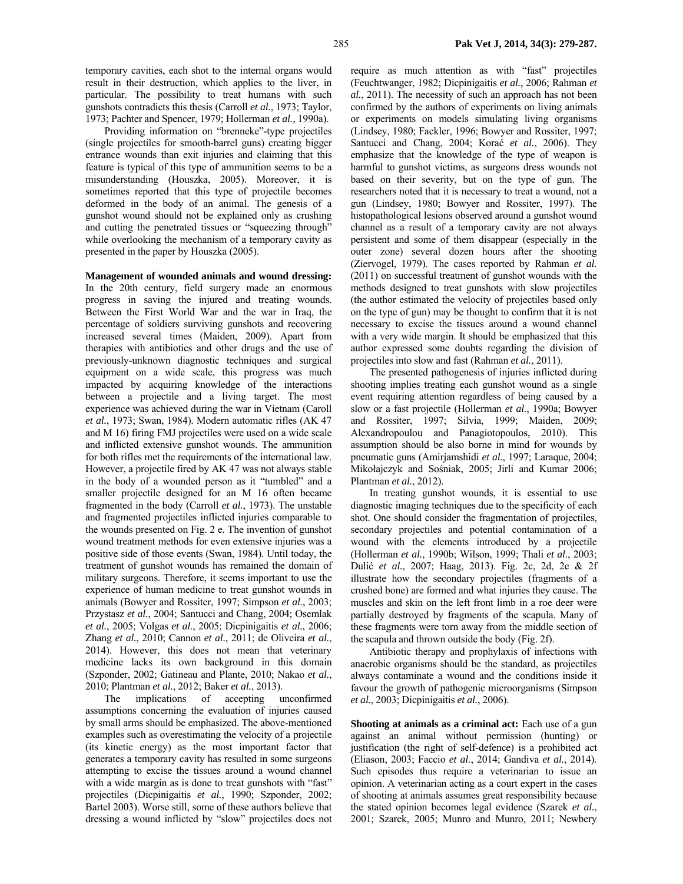temporary cavities, each shot to the internal organs would result in their destruction, which applies to the liver, in particular. The possibility to treat humans with such gunshots contradicts this thesis (Carroll *et al.*, 1973; Taylor, 1973; Pachter and Spencer, 1979; Hollerman *et al.*, 1990a).

Providing information on "brenneke"-type projectiles (single projectiles for smooth-barrel guns) creating bigger entrance wounds than exit injuries and claiming that this feature is typical of this type of ammunition seems to be a misunderstanding (Houszka, 2005). Moreover, it is sometimes reported that this type of projectile becomes deformed in the body of an animal. The genesis of a gunshot wound should not be explained only as crushing and cutting the penetrated tissues or "squeezing through" while overlooking the mechanism of a temporary cavity as presented in the paper by Houszka (2005).

**Management of wounded animals and wound dressing:** In the 20th century, field surgery made an enormous progress in saving the injured and treating wounds. Between the First World War and the war in Iraq, the percentage of soldiers surviving gunshots and recovering increased several times (Maiden, 2009). Apart from therapies with antibiotics and other drugs and the use of previously-unknown diagnostic techniques and surgical equipment on a wide scale, this progress was much impacted by acquiring knowledge of the interactions between a projectile and a living target. The most experience was achieved during the war in Vietnam (Caroll *et al.*, 1973; Swan, 1984). Modern automatic rifles (AK 47 and M 16) firing FMJ projectiles were used on a wide scale and inflicted extensive gunshot wounds. The ammunition for both rifles met the requirements of the international law. However, a projectile fired by AK 47 was not always stable in the body of a wounded person as it "tumbled" and a smaller projectile designed for an M 16 often became fragmented in the body (Carroll *et al.*, 1973). The unstable and fragmented projectiles inflicted injuries comparable to the wounds presented on Fig. 2 e. The invention of gunshot wound treatment methods for even extensive injuries was a positive side of those events (Swan, 1984). Until today, the treatment of gunshot wounds has remained the domain of military surgeons. Therefore, it seems important to use the experience of human medicine to treat gunshot wounds in animals (Bowyer and Rossiter, 1997; Simpson *et al.*, 2003; Przystasz *et al.*, 2004; Santucci and Chang, 2004; Osemlak *et al.*, 2005; Volgas *et al.*, 2005; Dicpinigaitis *et al.*, 2006; Zhang *et al.*, 2010; Cannon *et al.*, 2011; de Oliveira *et al.*, 2014). However, this does not mean that veterinary medicine lacks its own background in this domain (Szponder, 2002; Gatineau and Plante, 2010; Nakao *et al.*, 2010; Plantman *et al.*, 2012; Baker *et al.*, 2013).

The implications of accepting unconfirmed assumptions concerning the evaluation of injuries caused by small arms should be emphasized. The above-mentioned examples such as overestimating the velocity of a projectile (its kinetic energy) as the most important factor that generates a temporary cavity has resulted in some surgeons attempting to excise the tissues around a wound channel with a wide margin as is done to treat gunshots with "fast" projectiles (Dicpinigaitis *et al.*, 1990; Szponder, 2002; Bartel 2003). Worse still, some of these authors believe that dressing a wound inflicted by "slow" projectiles does not require as much attention as with "fast" projectiles (Feuchtwanger, 1982; Dicpinigaitis *et al.*, 2006; Rahman *et al.*, 2011). The necessity of such an approach has not been confirmed by the authors of experiments on living animals or experiments on models simulating living organisms (Lindsey, 1980; Fackler, 1996; Bowyer and Rossiter, 1997; Santucci and Chang, 2004; Korać *et al.*, 2006). They emphasize that the knowledge of the type of weapon is harmful to gunshot victims, as surgeons dress wounds not based on their severity, but on the type of gun. The researchers noted that it is necessary to treat a wound, not a gun (Lindsey, 1980; Bowyer and Rossiter, 1997). The histopathological lesions observed around a gunshot wound channel as a result of a temporary cavity are not always persistent and some of them disappear (especially in the outer zone) several dozen hours after the shooting (Ziervogel, 1979). The cases reported by Rahman *et al.* (2011) on successful treatment of gunshot wounds with the methods designed to treat gunshots with slow projectiles (the author estimated the velocity of projectiles based only on the type of gun) may be thought to confirm that it is not necessary to excise the tissues around a wound channel with a very wide margin. It should be emphasized that this author expressed some doubts regarding the division of projectiles into slow and fast (Rahman *et al.*, 2011).

The presented pathogenesis of injuries inflicted during shooting implies treating each gunshot wound as a single event requiring attention regardless of being caused by a slow or a fast projectile (Hollerman *et al.*, 1990a; Bowyer and Rossiter, 1997; Silvia, 1999; Maiden, 2009; Alexandropoulou and Panagiotopoulos, 2010). This assumption should be also borne in mind for wounds by pneumatic guns (Amirjamshidi *et al.*, 1997; Laraque, 2004; Mikołajczyk and Sośniak, 2005; Jirli and Kumar 2006; Plantman *et al.*, 2012).

In treating gunshot wounds, it is essential to use diagnostic imaging techniques due to the specificity of each shot. One should consider the fragmentation of projectiles, secondary projectiles and potential contamination of a wound with the elements introduced by a projectile (Hollerman *et al.*, 1990b; Wilson, 1999; Thali *et al.*, 2003; Dulić *et al.*, 2007; Haag, 2013). Fig. 2c, 2d, 2e & 2f illustrate how the secondary projectiles (fragments of a crushed bone) are formed and what injuries they cause. The muscles and skin on the left front limb in a roe deer were partially destroyed by fragments of the scapula. Many of these fragments were torn away from the middle section of the scapula and thrown outside the body (Fig. 2f).

Antibiotic therapy and prophylaxis of infections with anaerobic organisms should be the standard, as projectiles always contaminate a wound and the conditions inside it favour the growth of pathogenic microorganisms (Simpson *et al.*, 2003; Dicpinigaitis *et al.*, 2006).

**Shooting at animals as a criminal act:** Each use of a gun against an animal without permission (hunting) or justification (the right of self-defence) is a prohibited act (Eliason, 2003; Faccio *et al.*, 2014; Gandiva *et al.*, 2014). Such episodes thus require a veterinarian to issue an opinion. A veterinarian acting as a court expert in the cases of shooting at animals assumes great responsibility because the stated opinion becomes legal evidence (Szarek *et al.*, 2001; Szarek, 2005; Munro and Munro, 2011; Newbery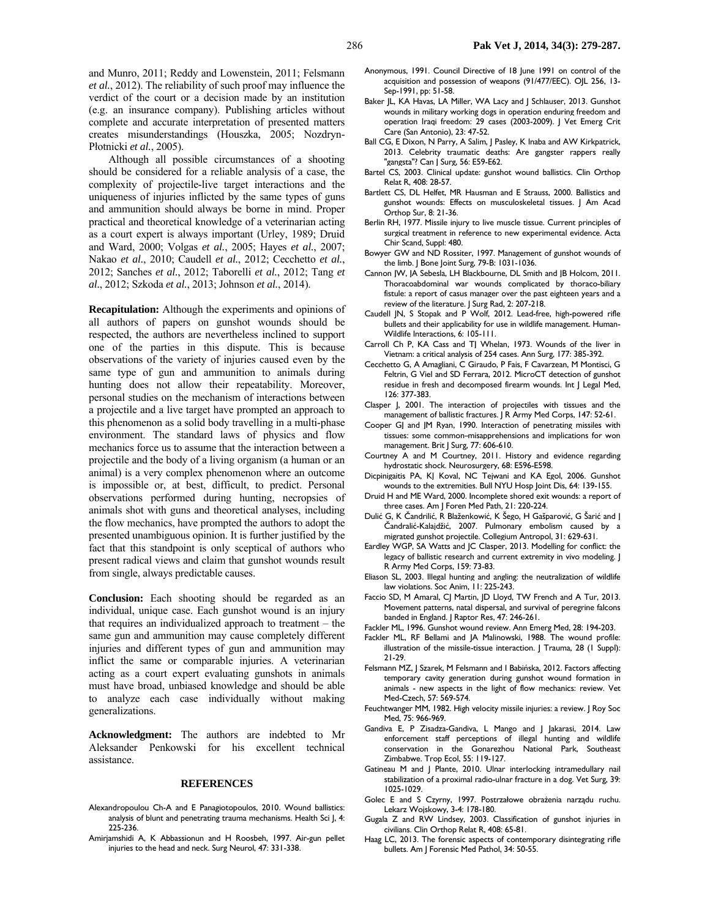and Munro, 2011; Reddy and Lowenstein, 2011; Felsmann *et al.*, 2012). The reliability of such proof may influence the verdict of the court or a decision made by an institution (e.g. an insurance company). Publishing articles without complete and accurate interpretation of presented matters creates misunderstandings (Houszka, 2005; Nozdryn-Płotnicki *et al.*, 2005).

Although all possible circumstances of a shooting should be considered for a reliable analysis of a case, the complexity of projectile-live target interactions and the uniqueness of injuries inflicted by the same types of guns and ammunition should always be borne in mind. Proper practical and theoretical knowledge of a veterinarian acting as a court expert is always important (Urley, 1989; Druid and Ward, 2000; Volgas *et al.*, 2005; Hayes *et al.*, 2007; Nakao *et al.*, 2010; Caudell *et al.*, 2012; Cecchetto *et al.*, 2012; Sanches *et al.*, 2012; Taborelli *et al.*, 2012; Tang *et al.*, 2012; Szkoda *et al.*, 2013; Johnson *et al.*, 2014).

**Recapitulation:** Although the experiments and opinions of all authors of papers on gunshot wounds should be respected, the authors are nevertheless inclined to support one of the parties in this dispute. This is because observations of the variety of injuries caused even by the same type of gun and ammunition to animals during hunting does not allow their repeatability. Moreover, personal studies on the mechanism of interactions between a projectile and a live target have prompted an approach to this phenomenon as a solid body travelling in a multi-phase environment. The standard laws of physics and flow mechanics force us to assume that the interaction between a projectile and the body of a living organism (a human or an animal) is a very complex phenomenon where an outcome is impossible or, at best, difficult, to predict. Personal observations performed during hunting, necropsies of animals shot with guns and theoretical analyses, including the flow mechanics, have prompted the authors to adopt the presented unambiguous opinion. It is further justified by the fact that this standpoint is only sceptical of authors who present radical views and claim that gunshot wounds result from single, always predictable causes.

**Conclusion:** Each shooting should be regarded as an individual, unique case. Each gunshot wound is an injury that requires an individualized approach to treatment – the same gun and ammunition may cause completely different injuries and different types of gun and ammunition may inflict the same or comparable injuries. A veterinarian acting as a court expert evaluating gunshots in animals must have broad, unbiased knowledge and should be able to analyze each case individually without making generalizations.

**Acknowledgment:** The authors are indebted to Mr Aleksander Penkowski for his excellent technical assistance.

## REFERENCES

Alexandropoulou Ch-A and E Panagiotopoulos, 2010. Wound ballistics: analysis of blunt and penetrating trauma mechanisms. Health Sci J, 4: 225-236.

Amirjamshidi A, K Abbassionun and H Roosbeh, 1997. Air-gun pellet injuries to the head and neck. Surg Neurol, 47: 331-338.

Anonymous, 1991. Council Directive of 18 June 1991 on control of the acquisition and possession of weapons (91/477/EEC). OJL 256, 13-Sep-1991, pp: 51-58.

Baker JL, KA Havas, LA Miller, WA Lacy and J Schlauser, 2013. Gunshot wounds in military working dogs in operation enduring freedom and operation Iraqi freedom: 29 cases (2003-2009). J Vet Emerg Crit Care (San Antonio), 23: 47-52.

Ball CG, E Dixon, N Parry, A Salim, J Pasley, K Inaba and AW Kirkpatrick, 2013. Celebrity traumatic deaths: Are gangster rappers really "gangsta"? Can J Surg, 56: E59-E62.

Bartel CS, 2003. Clinical update: gunshot wound ballistics. Clin Orthop Relat R, 408: 28-57.

Bartlett CS, DL Helfet, MR Hausman and E Strauss, 2000. Ballistics and gunshot wounds: Effects on musculoskeletal tissues. J Am Acad Orthop Sur, 8: 21-36.

Berlin RH, 1977. Missile injury to live muscle tissue. Current principles of surgical treatment in reference to new experimental evidence. Acta Chir Scand, Suppl: 480.

Bowyer GW and ND Rossiter, 1997. Management of gunshot wounds of the limb. J Bone Joint Surg, 79-B: 1031-1036.

Cannon JW, JA Sebesla, LH Blackbourne, DL Smith and JB Holcom, 2011. Thoracoabdominal war wounds complicated by thoraco-biliary fistule: a report of casus manager over the past eighteen years and a review of the literature. J Surg Rad, 2: 207-218.

Caudell JN, S Stopak and P Wolf, 2012. Lead-free, high-powered rifle bullets and their applicability for use in wildlife management. Human-Wildlife Interactions, 6: 105-111.

Carroll Ch P, KA Cass and TJ Whelan, 1973. Wounds of the liver in Vietnam: a critical analysis of 254 cases. Ann Surg, 177: 385-392.

Cecchetto G, A Amagliani, C Giraudo, P Fais, F Cavarzean, M Montisci, G Feltrin, G Viel and SD Ferrara, 2012. MicroCT detection of gunshot residue in fresh and decomposed firearm wounds. Int J Legal Med, 126: 377-383.

Clasper J, 2001. The interaction of projectiles with tissues and the management of ballistic fractures. J R Army Med Corps, 147: 52-61.

Cooper GJ and JM Ryan, 1990. Interaction of penetrating missiles with tissues: some common–misapprehensions and implications for won management. Brit J Surg, 77: 606-610.

Courtney A and M Courtney, 2011. History and evidence regarding hydrostatic shock. Neurosurgery, 68: E596-E598.

Dicpinigaitis PA, KJ Koval, NC Tejwani and KA Egol, 2006. Gunshot wounds to the extremities. Bull NYU Hosp Joint Dis, 64: 139-155.

Druid H and ME Ward, 2000. Incomplete shored exit wounds: a report of three cases. Am J Foren Med Path, 21: 220-224.

Dulić G, K Čandrilić, R Blažeković, K Šego, H Gašparović, G Šarić and J Čandralić-Kalajdžić, 2007. Pulmonary embolism caused by a migrated gunshot projectile. Collegium Antropol, 31: 629-631.

Eardley WGP, SA Watts and JC Clasper, 2013. Modelling for conflict: the legacy of ballistic research and current extremity in vivo modeling. J R Army Med Corps, 159: 73-83.

Eliason SL, 2003. Illegal hunting and angling: the neutralization of wildlife law violations. Soc Anim, 11: 225-243.

Faccio SD, M Amaral, CJ Martin, JD Lloyd, TW French and A Tur, 2013. Movement patterns, natal dispersal, and survival of peregrine falcons banded in England. J Raptor Res, 47: 246-261.

Fackler ML, 1996. Gunshot wound review. Ann Emerg Med, 28: 194-203.

Fackler ML, RF Bellami and JA Malinowski, 1988. The wound profile: illustration of the missile-tissue interaction. J Trauma, 28 (1 Suppl): 21-29.

Felsmann MZ, J Szarek, M Felsmann and I Babińska, 2012. Factors affecting temporary cavity generation during gunshot wound formation in animals - new aspects in the light of flow mechanics: review. Vet Med-Czech, 57: 569-574.

Feuchtwanger MM, 1982. High velocity missile injuries: a review. J Roy Soc Med, 75: 966-969.

Gandiva E, P Zisadza-Gandiva, L Mango and J Jakarasi, 2014. Law enforcement staff perceptions of illegal hunting and wildlife conservation in the Gonarezhou National Park, Southeast Zimbabwe. Trop Ecol, 55: 119-127.

Gatineau M and J Plante, 2010. Ulnar interlocking intramedullary nail stabilization of a proximal radio-ulnar fracture in a dog. Vet Surg, 39: 1025-1029.

Golec E and S Czyrny, 1997. Postrzałowe obrażenia narządu ruchu. Lekarz Wojskowy, 3-4: 178-180.

Gugala Z and RW Lindsey, 2003. Classification of gunshot injuries in civilians. Clin Orthop Relat R, 408: 65-81.

Haag LC, 2013. The forensic aspects of contemporary disintegrating rifle bullets. Am J Forensic Med Pathol, 34: 50-55.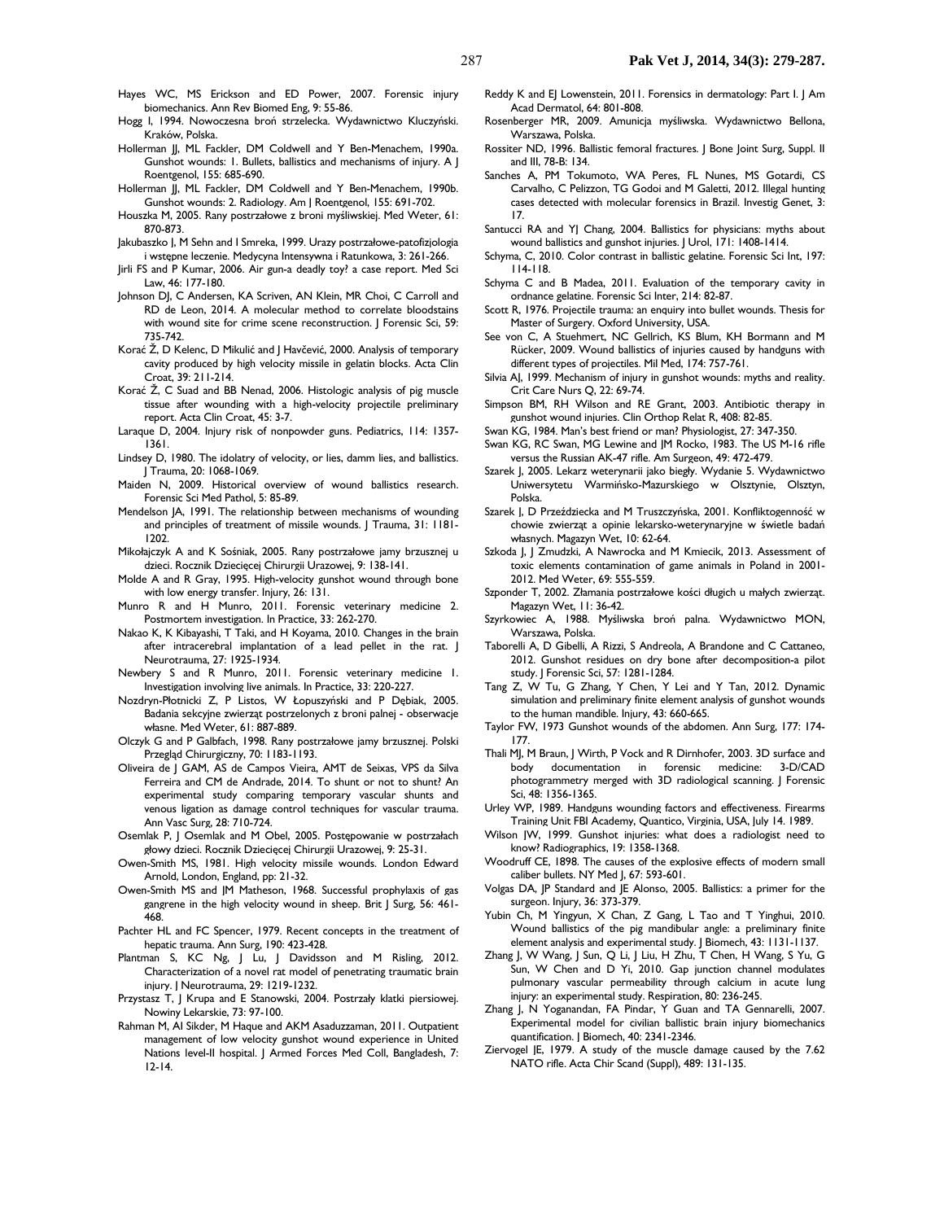Hayes WC, MS Erickson and ED Power, 2007. Forensic injury biomechanics. Ann Rev Biomed Eng, 9: 55-86.

Hogg I, 1994. Nowoczesna broń strzelecka. Wydawnictwo Kluczyński. Kraków, Polska.

Hollerman JJ, ML Fackler, DM Coldwell and Y Ben-Menachem, 1990a. Gunshot wounds: 1. Bullets, ballistics and mechanisms of injury. A J Roentgenol, 155: 685-690.

Hollerman JJ, ML Fackler, DM Coldwell and Y Ben-Menachem, 1990b. Gunshot wounds: 2. Radiology. Am J Roentgenol, 155: 691-702.

Houszka M, 2005. Rany postrzałowe z broni myśliwskiej. Med Weter, 61: 870-873.

Jakubaszko J, M Sehn and I Smreka, 1999. Urazy postrzałowe-patofizjologia i wstępne leczenie. Medycyna Intensywna i Ratunkowa, 3: 261-266.

Jirli FS and P Kumar, 2006. Air gun-a deadly toy? a case report. Med Sci Law, 46: 177-180.

Johnson DJ, C Andersen, KA Scriven, AN Klein, MR Choi, C Carroll and RD de Leon, 2014. A molecular method to correlate bloodstains with wound site for crime scene reconstruction. J Forensic Sci, 59: 735-742.

Korać Ž, D Kelenc, D Mikulić and J Havčević, 2000. Analysis of temporary cavity produced by high velocity missile in gelatin blocks. Acta Clin Croat, 39: 211-214.

Korać Ž, C Suad and BB Nenad, 2006. Histologic analysis of pig muscle tissue after wounding with a high-velocity projectile preliminary report. Acta Clin Croat, 45: 3-7.

Laraque D, 2004. Injury risk of nonpowder guns. Pediatrics, 114: 1357-1361.

Lindsey D, 1980. The idolatry of velocity, or lies, damm lies, and ballistics. J Trauma, 20: 1068-1069.

Maiden N, 2009. Historical overview of wound ballistics research. Forensic Sci Med Pathol, 5: 85-89.

Mendelson JA, 1991. The relationship between mechanisms of wounding and principles of treatment of missile wounds. J Trauma, 31: 1181-1202.

Mikołajczyk A and K Sośniak, 2005. Rany postrzałowe jamy brzusznej u dzieci. Rocznik Dziecięcej Chirurgii Urazowej, 9: 138-141.

Molde A and R Gray, 1995. High-velocity gunshot wound through bone with low energy transfer. Injury, 26: 131.

Munro R and H Munro, 2011. Forensic veterinary medicine 2. Postmortem investigation. In Practice, 33: 262-270.

Nakao K, K Kibayashi, T Taki, and H Koyama, 2010. Changes in the brain after intracerebral implantation of a lead pellet in the rat. J Neurotrauma, 27: 1925-1934.

Newbery S and R Munro, 2011. Forensic veterinary medicine 1. Investigation involving live animals. In Practice, 33: 220-227.

Nozdryn-Płotnicki Z, P Listos, W Łopuszyński and P Dębiak, 2005. Badania sekcyjne zwierząt postrzelonych z broni palnej - obserwacje własne. Med Weter, 61: 887-889.

Olczyk G and P Galbfach, 1998. Rany postrzałowe jamy brzusznej. Polski Przegląd Chirurgiczny, 70: 1183-1193.

Oliveira de J GAM, AS de Campos Vieira, AMT de Seixas, VPS da Silva Ferreira and CM de Andrade, 2014. To shunt or not to shunt? An experimental study comparing temporary vascular shunts and venous ligation as damage control techniques for vascular trauma. Ann Vasc Surg, 28: 710-724.

Osemlak P, J Osemlak and M Obel, 2005. Postępowanie w postrzałach głowy dzieci. Rocznik Dziecięcej Chirurgii Urazowej, 9: 25-31.

Owen-Smith MS, 1981. High velocity missile wounds. London Edward Arnold, London, England, pp: 21-32.

Owen-Smith MS and JM Matheson, 1968. Successful prophylaxis of gas gangrene in the high velocity wound in sheep. Brit J Surg, 56: 461-468.

Pachter HL and FC Spencer, 1979. Recent concepts in the treatment of hepatic trauma. Ann Surg, 190: 423-428.

Plantman S, KC Ng, J Lu, J Davidsson and M Risling, 2012. Characterization of a novel rat model of penetrating traumatic brain injury. J Neurotrauma, 29: 1219-1232.

Przystasz T, J Krupa and E Stanowski, 2004. Postrzały klatki piersiowej. Nowiny Lekarskie, 73: 97-100.

Rahman M, AI Sikder, M Haque and AKM Asaduzzaman, 2011. Outpatient management of low velocity gunshot wound experience in United Nations level-II hospital. J Armed Forces Med Coll, Bangladesh, 7: 12-14.

Reddy K and EJ Lowenstein, 2011. Forensics in dermatology: Part I. J Am Acad Dermatol, 64: 801-808.

Rosenberger MR, 2009. Amunicja myśliwska. Wydawnictwo Bellona, Warszawa, Polska.

Rossiter ND, 1996. Ballistic femoral fractures. J Bone Joint Surg, Suppl. II and III, 78-B: 134.

Sanches A, PM Tokumoto, WA Peres, FL Nunes, MS Gotardi, CS Carvalho, C Pelizzon, TG Godoi and M Galetti, 2012. Illegal hunting cases detected with molecular forensics in Brazil. Investig Genet, 3: 17.

Santucci RA and YJ Chang, 2004. Ballistics for physicians: myths about wound ballistics and gunshot injuries. J Urol, 171: 1408-1414.

Schyma, C, 2010. Color contrast in ballistic gelatine. Forensic Sci Int, 197: 114-118.

Schyma C and B Madea, 2011. Evaluation of the temporary cavity in ordnance gelatine. Forensic Sci Inter, 214: 82-87.

Scott R, 1976. Projectile trauma: an enquiry into bullet wounds. Thesis for Master of Surgery. Oxford University, USA.

See von C, A Stuehmert, NC Gellrich, KS Blum, KH Bormann and M Rücker, 2009. Wound ballistics of injuries caused by handguns with different types of projectiles. Mil Med, 174: 757-761.

Silvia AJ, 1999. Mechanism of injury in gunshot wounds: myths and reality. Crit Care Nurs Q, 22: 69-74.

Simpson BM, RH Wilson and RE Grant, 2003. Antibiotic therapy in gunshot wound injuries. Clin Orthop Relat R, 408: 82-85.

Swan KG, 1984. Man's best friend or man? Physiologist, 27: 347-350.

Swan KG, RC Swan, MG Lewine and JM Rocko, 1983. The US M-16 rifle versus the Russian AK-47 rifle. Am Surgeon, 49: 472-479.

Szarek J, 2005. Lekarz weterynarii jako biegły. Wydanie 5. Wydawnictwo Uniwersytetu Warmińsko-Mazurskiego w Olsztynie, Olsztyn, Polska.

Szarek J, D Przeździecka and M Truszczyńska, 2001. Konfliktogenność w chowie zwierząt a opinie lekarsko-weterynaryjne w świetle badań własnych. Magazyn Wet, 10: 62-64.

Szkoda J, J Zmudzki, A Nawrocka and M Kmiecik, 2013. Assessment of toxic elements contamination of game animals in Poland in 2001-2012. Med Weter, 69: 555-559.

Szponder T, 2002. Złamania postrzałowe kości długich u małych zwierząt. Magazyn Wet, 11: 36-42.

Szyrkowiec A, 1988. Myśliwska broń palna. Wydawnictwo MON, Warszawa, Polska.

Taborelli A, D Gibelli, A Rizzi, S Andreola, A Brandone and C Cattaneo, 2012. Gunshot residues on dry bone after decomposition-a pilot study. J Forensic Sci, 57: 1281-1284.

Tang Z, W Tu, G Zhang, Y Chen, Y Lei and Y Tan, 2012. Dynamic simulation and preliminary finite element analysis of gunshot wounds to the human mandible. Injury, 43: 660-665.

Taylor FW, 1973 Gunshot wounds of the abdomen. Ann Surg, 177: 174-177.

Thali MJ, M Braun, J Wirth, P Vock and R Dirnhofer, 2003. 3D surface and body documentation in forensic medicine: 3-D/CAD photogrammetry merged with 3D radiological scanning. J Forensic Sci, 48: 1356-1365.

Urley WP, 1989. Handguns wounding factors and effectiveness. Firearms Training Unit FBI Academy, Quantico, Virginia, USA, July 14. 1989.

Wilson JW, 1999. Gunshot injuries: what does a radiologist need to know? Radiographics, 19: 1358-1368.

Woodruff CE, 1898. The causes of the explosive effects of modern small caliber bullets. NY Med J, 67: 593-601.

Volgas DA, JP Standard and JE Alonso, 2005. Ballistics: a primer for the surgeon. Injury, 36: 373-379.

Yubin Ch, M Yingyun, X Chan, Z Gang, L Tao and T Yinghui, 2010. Wound ballistics of the pig mandibular angle: a preliminary finite element analysis and experimental study. J Biomech, 43: 1131-1137.

Zhang J, W Wang, J Sun, Q Li, J Liu, H Zhu, T Chen, H Wang, S Yu, G Sun, W Chen and D Yi, 2010. Gap junction channel modulates pulmonary vascular permeability through calcium in acute lung injury: an experimental study. Respiration, 80: 236-245.

Zhang J, N Yoganandan, FA Pindar, Y Guan and TA Gennarelli, 2007. Experimental model for civilian ballistic brain injury biomechanics quantification. J Biomech, 40: 2341-2346.

Ziervogel JE, 1979. A study of the muscle damage caused by the 7.62 NATO rifle. Acta Chir Scand (Suppl), 489: 131-135.